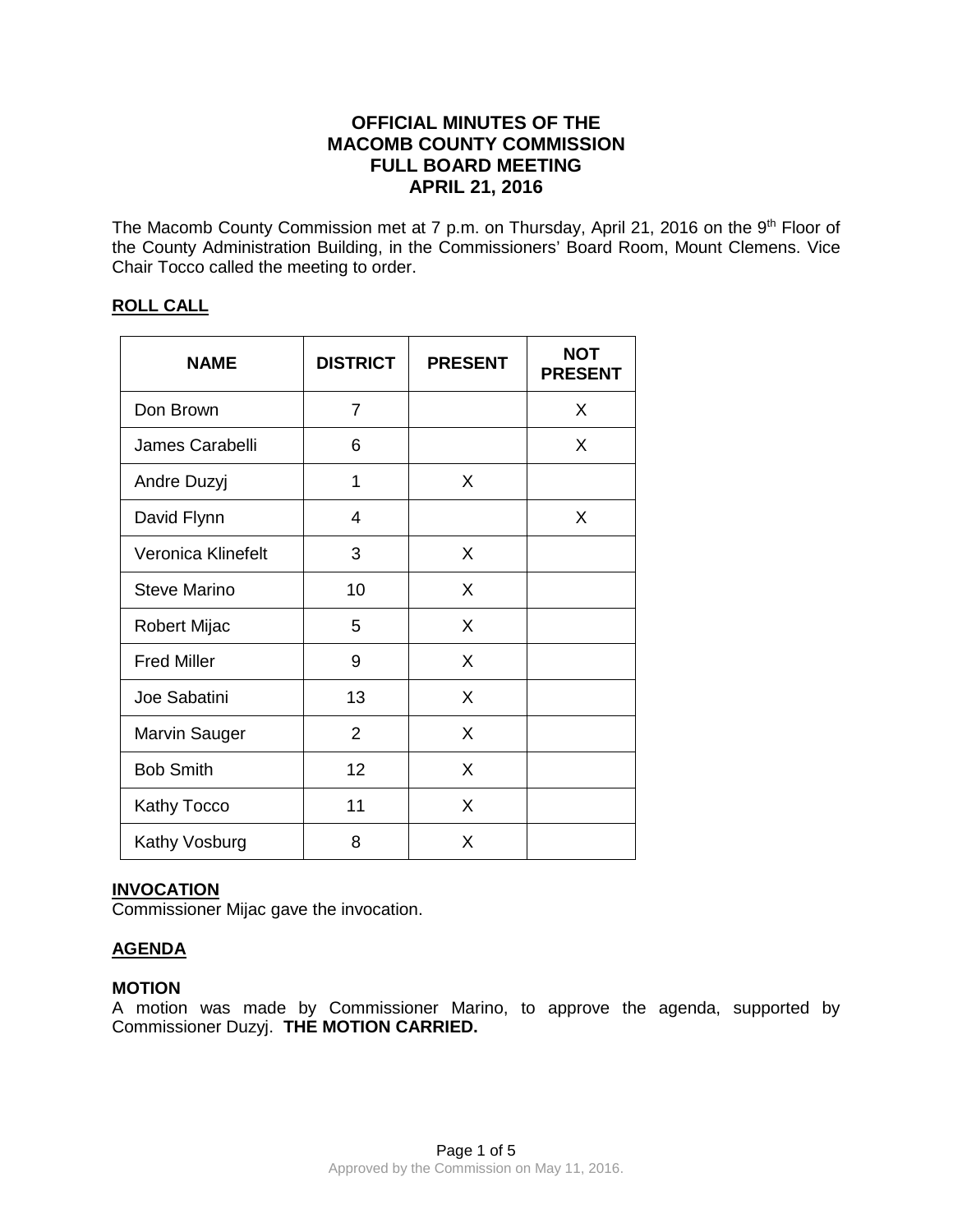# OFFICIAL MINUTES OF THE MACOMB COUNTY COMMISSION FULL BOARD MEETING APRIL 21, 2016

The Macomb County Commission met at 7 p.m. on Thursday, April 21, 2016 on the 9th Floor of the County Administration Building, in the Commissioners' Board Room, Mount Clemens. Vice Chair Tocco called the meeting to order.

## ROLL CALL

| NAME | DISTRICT | PRESENT | NOT PRESENT |
|---|---|---|---|
| Don Brown | 7 | | X |
| James Carabelli | 6 | | X |
| Andre Duzyj | 1 | X | |
| David Flynn | 4 | | X |
| Veronica Klinefelt | 3 | X | |
| Steve Marino | 10 | X | |
| Robert Mijac | 5 | X | |
| Fred Miller | 9 | X | |
| Joe Sabatini | 13 | X | |
| Marvin Sauger | 2 | X | |
| Bob Smith | 12 | X | |
| Kathy Tocco | 11 | X | |
| Kathy Vosburg | 8 | X | |

## INVOCATION

Commissioner Mijac gave the invocation.

## AGENDA

### MOTION

A motion was made by Commissioner Marino, to approve the agenda, supported by Commissioner Duzyj. **THE MOTION CARRIED.**

Approved by the Commission on May 11, 2016.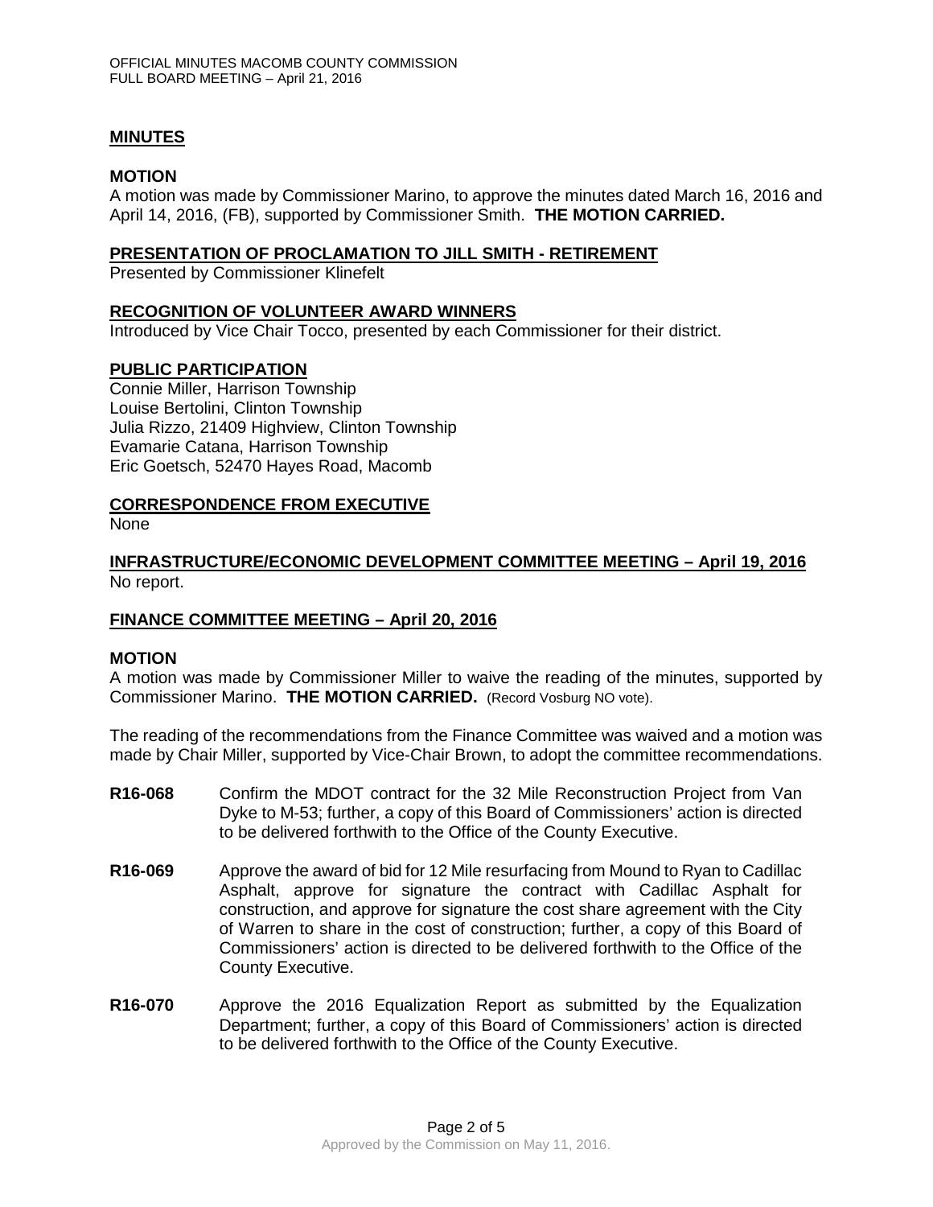## MINUTES

### MOTION

A motion was made by Commissioner Marino, to approve the minutes dated March 16, 2016 and April 14, 2016, (FB), supported by Commissioner Smith. **THE MOTION CARRIED.**

## PRESENTATION OF PROCLAMATION TO JILL SMITH - RETIREMENT

Presented by Commissioner Klinefelt

## RECOGNITION OF VOLUNTEER AWARD WINNERS

Introduced by Vice Chair Tocco, presented by each Commissioner for their district.

## PUBLIC PARTICIPATION

Connie Miller, Harrison Township
Louise Bertolini, Clinton Township
Julia Rizzo, 21409 Highview, Clinton Township
Evamarie Catana, Harrison Township
Eric Goetsch, 52470 Hayes Road, Macomb

## CORRESPONDENCE FROM EXECUTIVE

None

## INFRASTRUCTURE/ECONOMIC DEVELOPMENT COMMITTEE MEETING – April 19, 2016

No report.

## FINANCE COMMITTEE MEETING – April 20, 2016

### MOTION

A motion was made by Commissioner Miller to waive the reading of the minutes, supported by Commissioner Marino. **THE MOTION CARRIED.** (Record Vosburg NO vote).

The reading of the recommendations from the Finance Committee was waived and a motion was made by Chair Miller, supported by Vice-Chair Brown, to adopt the committee recommendations.

**R16-068** Confirm the MDOT contract for the 32 Mile Reconstruction Project from Van Dyke to M-53; further, a copy of this Board of Commissioners' action is directed to be delivered forthwith to the Office of the County Executive.

**R16-069** Approve the award of bid for 12 Mile resurfacing from Mound to Ryan to Cadillac Asphalt, approve for signature the contract with Cadillac Asphalt for construction, and approve for signature the cost share agreement with the City of Warren to share in the cost of construction; further, a copy of this Board of Commissioners' action is directed to be delivered forthwith to the Office of the County Executive.

**R16-070** Approve the 2016 Equalization Report as submitted by the Equalization Department; further, a copy of this Board of Commissioners' action is directed to be delivered forthwith to the Office of the County Executive.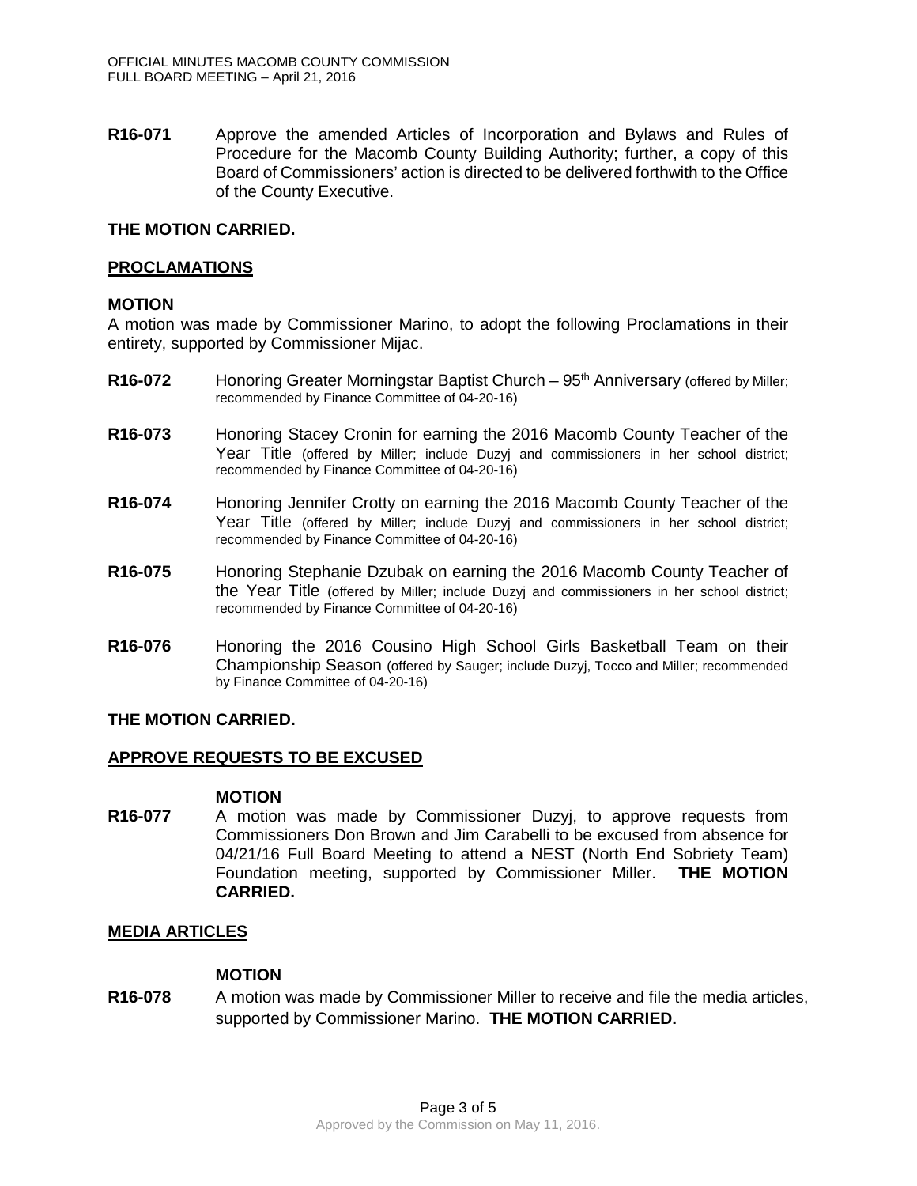**R16-071** Approve the amended Articles of Incorporation and Bylaws and Rules of Procedure for the Macomb County Building Authority; further, a copy of this Board of Commissioners' action is directed to be delivered forthwith to the Office of the County Executive.

**THE MOTION CARRIED.**

## PROCLAMATIONS

**MOTION**

A motion was made by Commissioner Marino, to adopt the following Proclamations in their entirety, supported by Commissioner Mijac.

**R16-072** Honoring Greater Morningstar Baptist Church – 95th Anniversary (offered by Miller; recommended by Finance Committee of 04-20-16)

**R16-073** Honoring Stacey Cronin for earning the 2016 Macomb County Teacher of the Year Title (offered by Miller; include Duzyj and commissioners in her school district; recommended by Finance Committee of 04-20-16)

**R16-074** Honoring Jennifer Crotty on earning the 2016 Macomb County Teacher of the Year Title (offered by Miller; include Duzyj and commissioners in her school district; recommended by Finance Committee of 04-20-16)

**R16-075** Honoring Stephanie Dzubak on earning the 2016 Macomb County Teacher of the Year Title (offered by Miller; include Duzyj and commissioners in her school district; recommended by Finance Committee of 04-20-16)

**R16-076** Honoring the 2016 Cousino High School Girls Basketball Team on their Championship Season (offered by Sauger; include Duzyj, Tocco and Miller; recommended by Finance Committee of 04-20-16)

**THE MOTION CARRIED.**

## APPROVE REQUESTS TO BE EXCUSED

**MOTION**

**R16-077** A motion was made by Commissioner Duzyj, to approve requests from Commissioners Don Brown and Jim Carabelli to be excused from absence for 04/21/16 Full Board Meeting to attend a NEST (North End Sobriety Team) Foundation meeting, supported by Commissioner Miller. **THE MOTION CARRIED.**

## MEDIA ARTICLES

**MOTION**

**R16-078** A motion was made by Commissioner Miller to receive and file the media articles, supported by Commissioner Marino. **THE MOTION CARRIED.**

Approved by the Commission on May 11, 2016.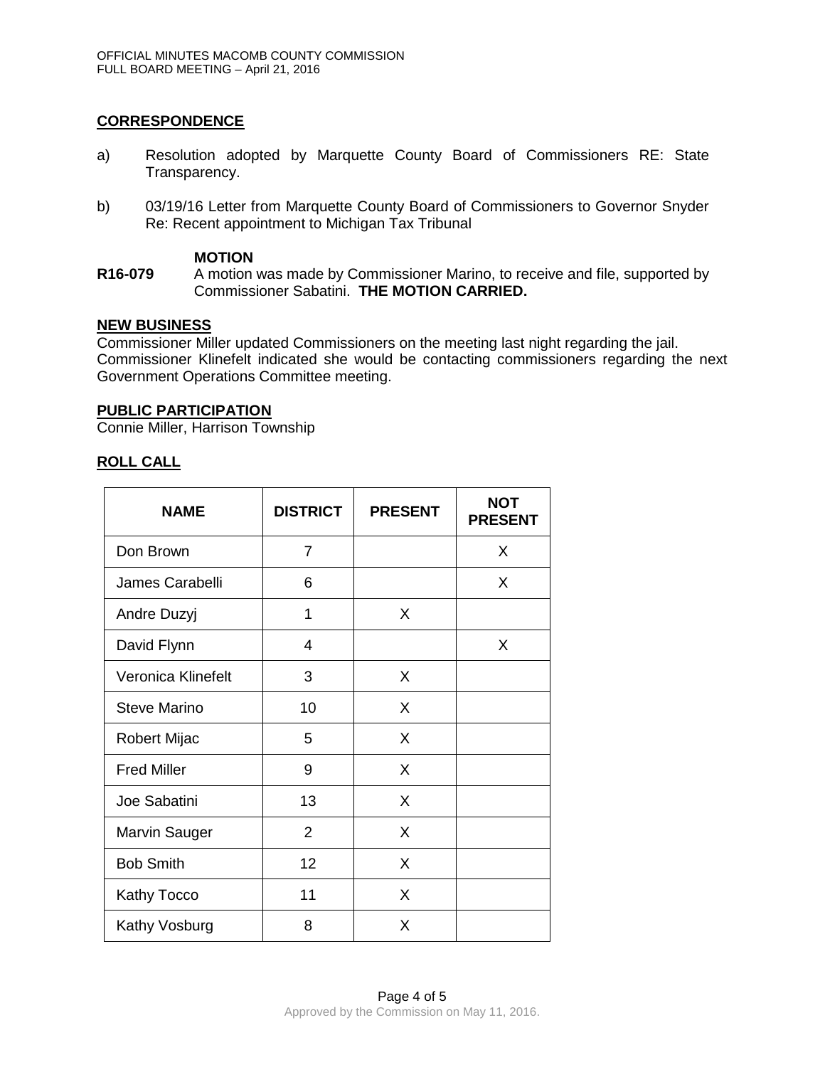## CORRESPONDENCE

a) Resolution adopted by Marquette County Board of Commissioners RE: State Transparency.

b) 03/19/16 Letter from Marquette County Board of Commissioners to Governor Snyder Re: Recent appointment to Michigan Tax Tribunal

**MOTION**

**R16-079** A motion was made by Commissioner Marino, to receive and file, supported by Commissioner Sabatini. **THE MOTION CARRIED.**

## NEW BUSINESS

Commissioner Miller updated Commissioners on the meeting last night regarding the jail. Commissioner Klinefelt indicated she would be contacting commissioners regarding the next Government Operations Committee meeting.

## PUBLIC PARTICIPATION

Connie Miller, Harrison Township

## ROLL CALL

| NAME | DISTRICT | PRESENT | NOT PRESENT |
|---|---|---|---|
| Don Brown | 7 | | X |
| James Carabelli | 6 | | X |
| Andre Duzyj | 1 | X | |
| David Flynn | 4 | | X |
| Veronica Klinefelt | 3 | X | |
| Steve Marino | 10 | X | |
| Robert Mijac | 5 | X | |
| Fred Miller | 9 | X | |
| Joe Sabatini | 13 | X | |
| Marvin Sauger | 2 | X | |
| Bob Smith | 12 | X | |
| Kathy Tocco | 11 | X | |
| Kathy Vosburg | 8 | X | |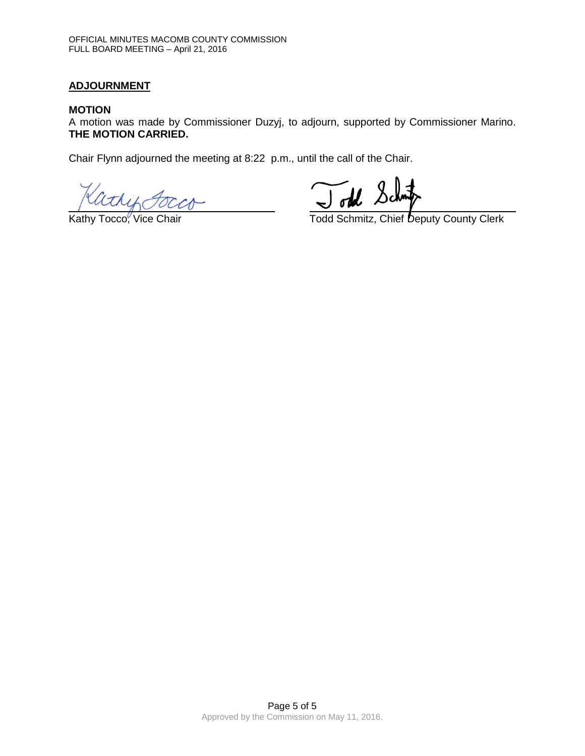## ADJOURNMENT

**MOTION**

A motion was made by Commissioner Duzyj, to adjourn, supported by Commissioner Marino. **THE MOTION CARRIED.**

Chair Flynn adjourned the meeting at 8:22 p.m., until the call of the Chair.

Kathy Tocco, Vice Chair

Todd Schmitz, Chief Deputy County Clerk

Approved by the Commission on May 11, 2016.